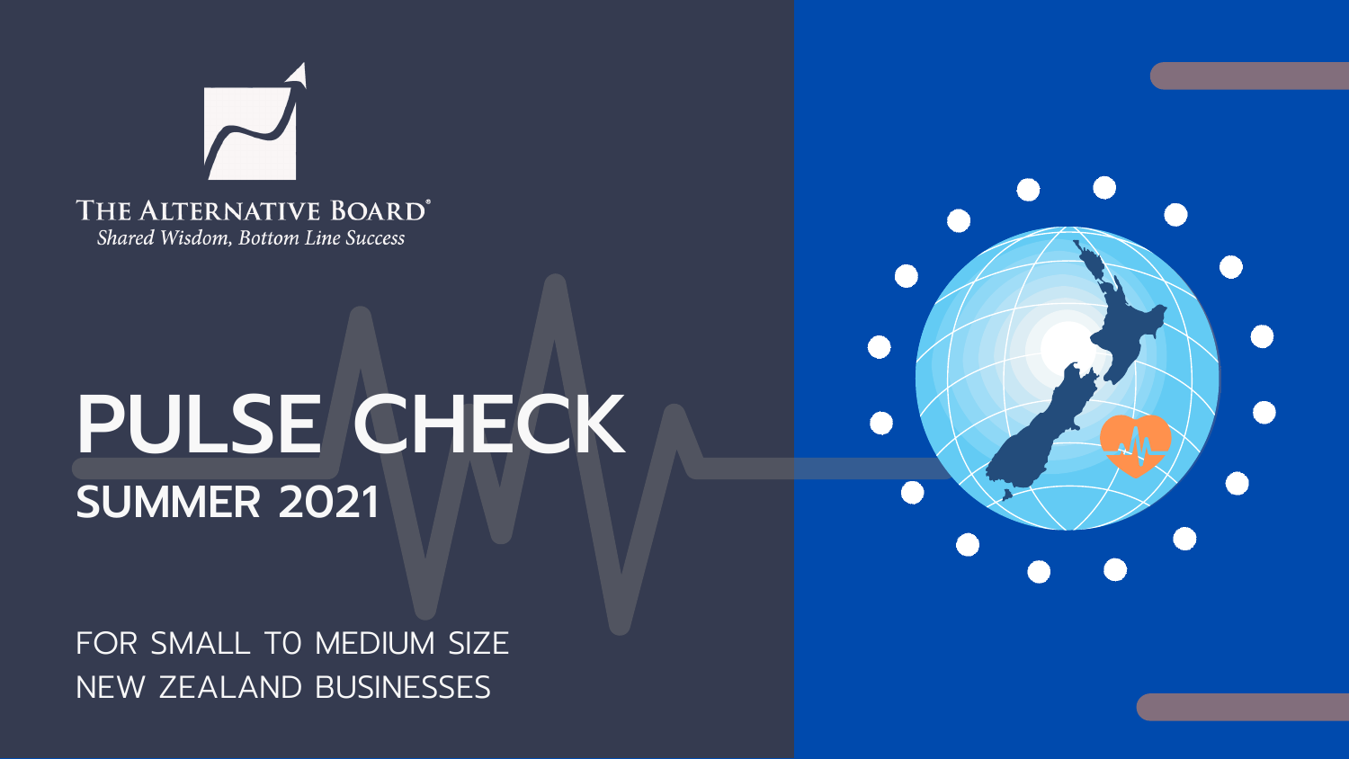THE ALTERNATIVE BOARD®

*Shared Wisdom, Bottom Line Success*

# PULSE CHECK

## SUMMER 2021

FOR SMALL TO MEDIUM SIZE NEW ZEALAND BUSINESSES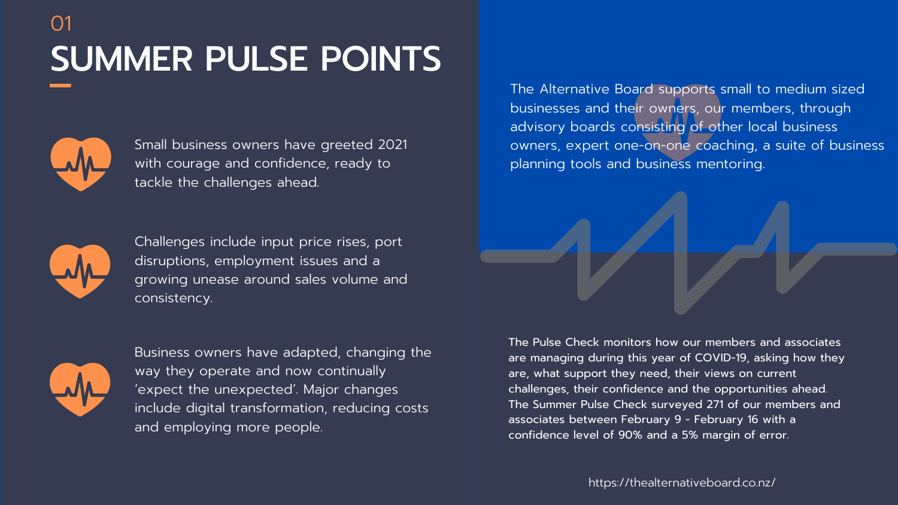01

# SUMMER PULSE POINTS

- Small business owners have greeted 2021 with courage and confidence, ready to tackle the challenges ahead.

- Challenges include input price rises, port disruptions, employment issues and a growing unease around sales volume and consistency.

- Business owners have adapted, changing the way they operate and now continually 'expect the unexpected'. Major changes include digital transformation, reducing costs and employing more people.

The Alternative Board supports small to medium sized businesses and their owners, our members, through advisory boards consisting of other local business owners, expert one-on-one coaching, a suite of business planning tools and business mentoring.

The Pulse Check monitors how our members and associates are managing during this year of COVID-19, asking how they are, what support they need, their views on current challenges, their confidence and the opportunities ahead. The Summer Pulse Check surveyed 271 of our members and associates between February 9 - February 16 with a confidence level of 90% and a 5% margin of error.

https://thealternativeboard.co.nz/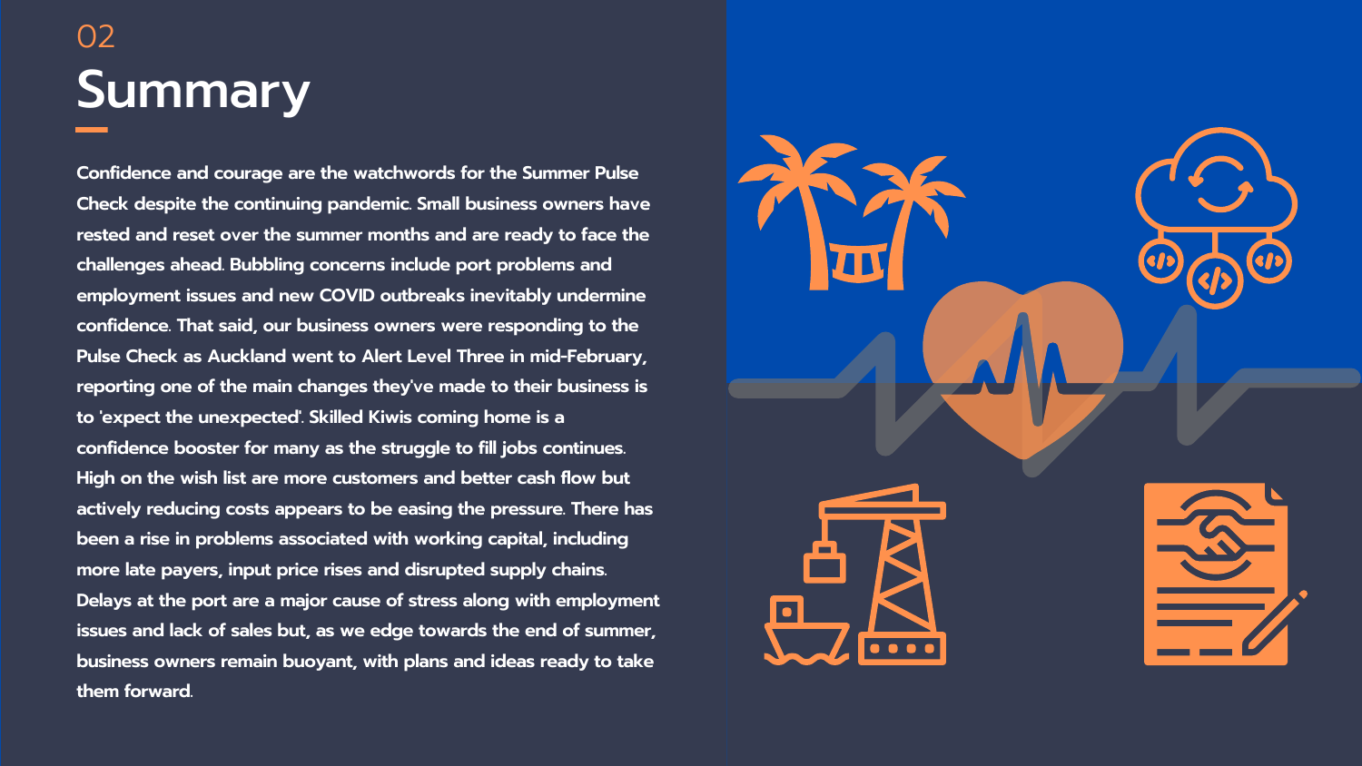02

# Summary

**Confidence and courage are the watchwords for the Summer Pulse Check despite the continuing pandemic. Small business owners have rested and reset over the summer months and are ready to face the challenges ahead. Bubbling concerns include port problems and employment issues and new COVID outbreaks inevitably undermine confidence. That said, our business owners were responding to the Pulse Check as Auckland went to Alert Level Three in mid-February, reporting one of the main changes they've made to their business is to 'expect the unexpected'. Skilled Kiwis coming home is a confidence booster for many as the struggle to fill jobs continues. High on the wish list are more customers and better cash flow but actively reducing costs appears to be easing the pressure. There has been a rise in problems associated with working capital, including more late payers, input price rises and disrupted supply chains. Delays at the port are a major cause of stress along with employment issues and lack of sales but, as we edge towards the end of summer, business owners remain buoyant, with plans and ideas ready to take them forward.**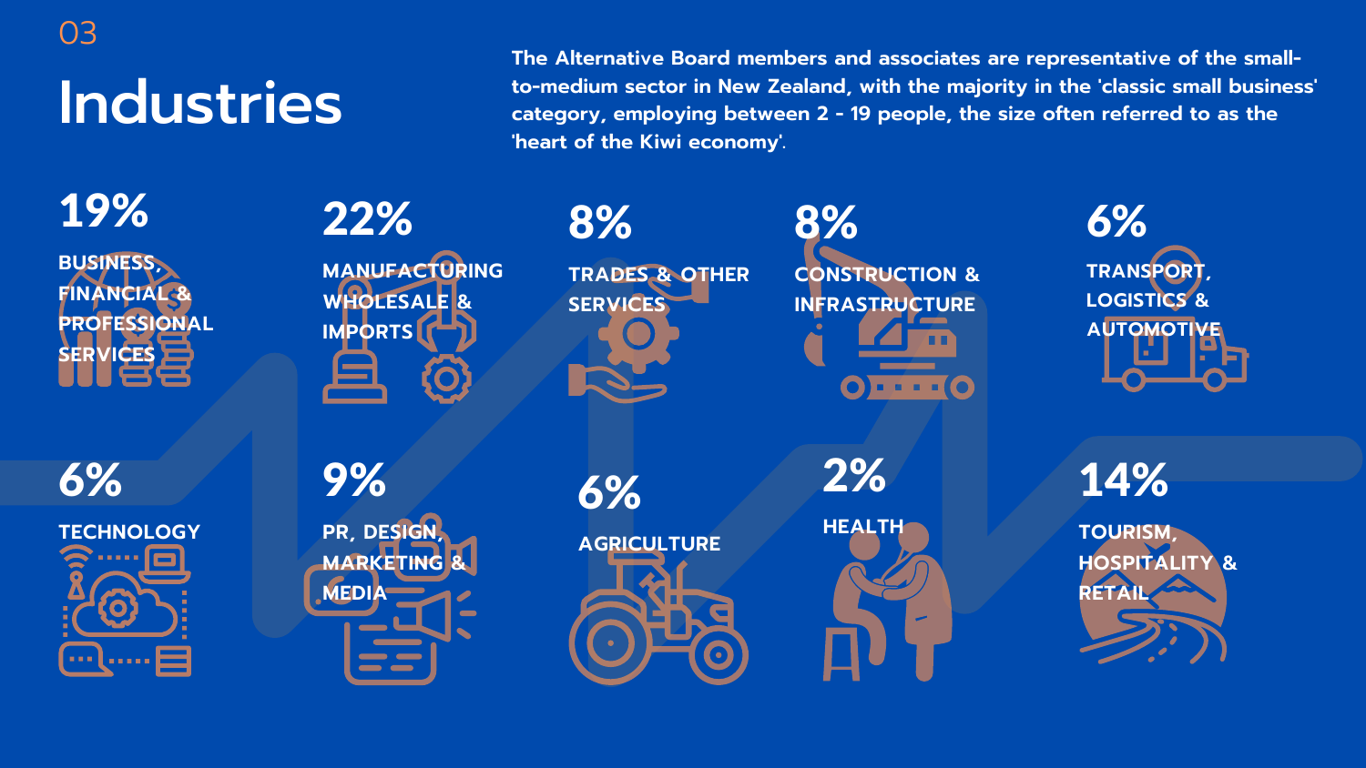03

# Industries

**The Alternative Board members and associates are representative of the small-to-medium sector in New Zealand, with the majority in the 'classic small business' category, employing between 2 - 19 people, the size often referred to as the 'heart of the Kiwi economy'.**

| Percentage | Industry |
| --- | --- |
| 19% | BUSINESS, FINANCIAL & PROFESSIONAL SERVICES |
| 22% | MANUFACTURING WHOLESALE & IMPORTS |
| 8% | TRADES & OTHER SERVICES |
| 8% | CONSTRUCTION & INFRASTRUCTURE |
| 6% | TRANSPORT, LOGISTICS & AUTOMOTIVE |
| 6% | TECHNOLOGY |
| 9% | PR, DESIGN, MARKETING & MEDIA |
| 6% | AGRICULTURE |
| 2% | HEALTH |
| 14% | TOURISM, HOSPITALITY & RETAIL |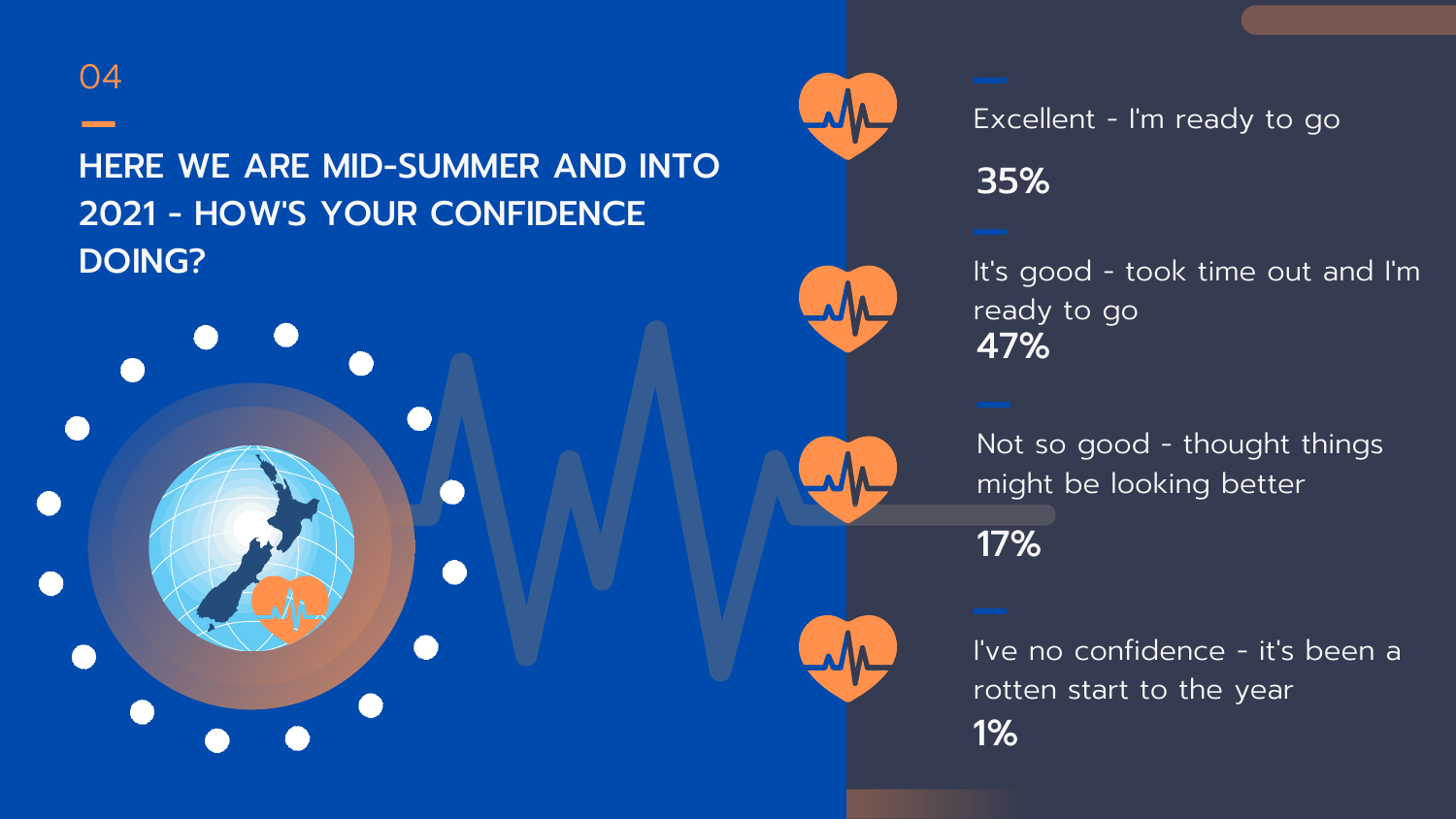04

## HERE WE ARE MID-SUMMER AND INTO 2021 - HOW'S YOUR CONFIDENCE DOING?

Excellent - I'm ready to go

**35%**

It's good - took time out and I'm ready to go

**47%**

Not so good - thought things might be looking better

**17%**

I've no confidence - it's been a rotten start to the year

**1%**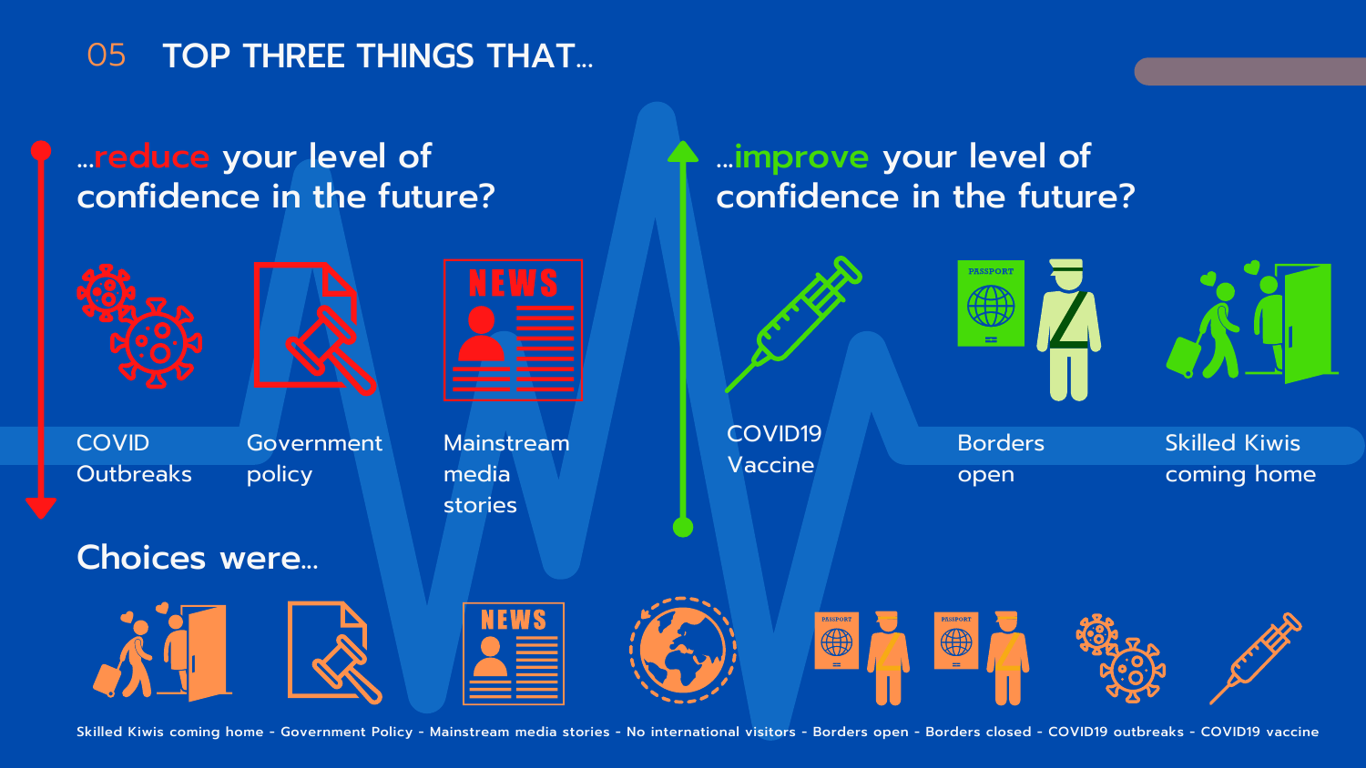## 05 TOP THREE THINGS THAT…

### …reduce your level of confidence in the future?

- COVID Outbreaks
- Government policy
- Mainstream media stories

### …improve your level of confidence in the future?

- COVID19 Vaccine
- Borders open
- Skilled Kiwis coming home

### Choices were…

Skilled Kiwis coming home - Government Policy - Mainstream media stories - No international visitors - Borders open - Borders closed - COVID19 outbreaks - COVID19 vaccine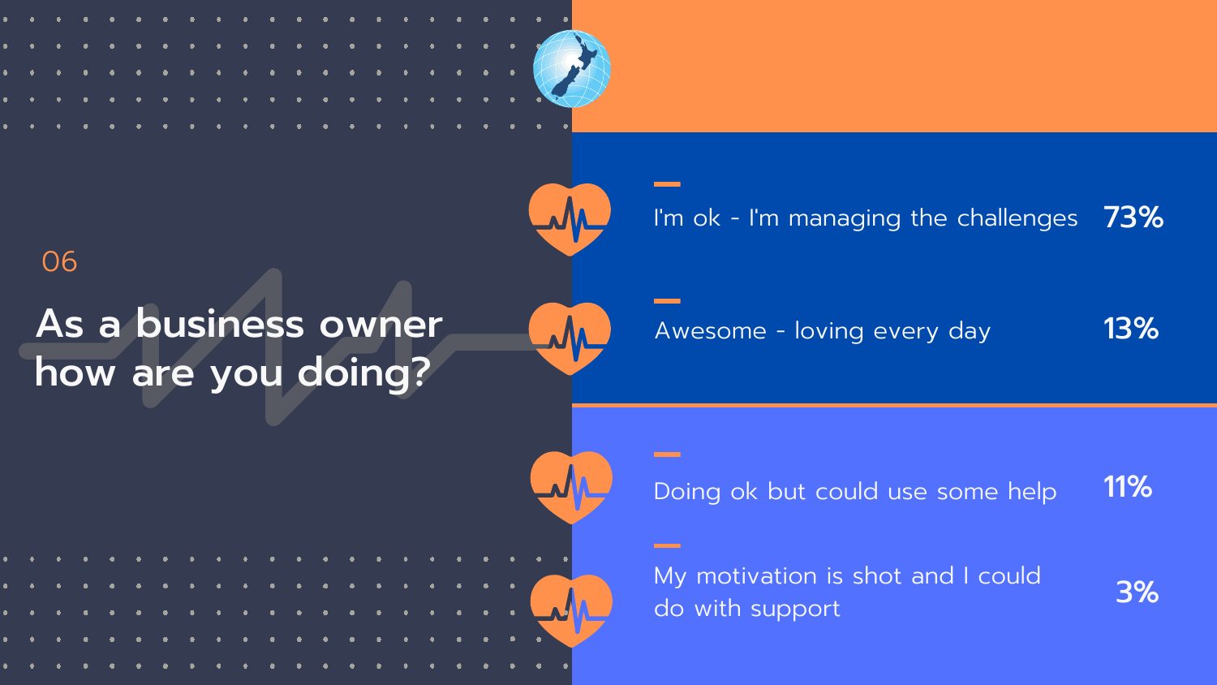06

## As a business owner how are you doing?

| Response | Percentage |
|---|---|
| I'm ok - I'm managing the challenges | 73% |
| Awesome - loving every day | 13% |
| Doing ok but could use some help | 11% |
| My motivation is shot and I could do with support | 3% |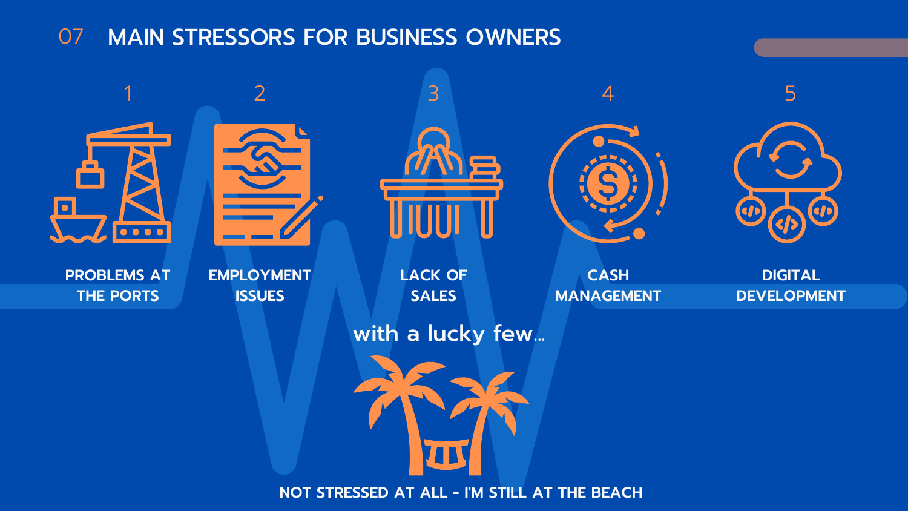# 07 MAIN STRESSORS FOR BUSINESS OWNERS

1. **PROBLEMS AT THE PORTS**
2. **EMPLOYMENT ISSUES**
3. **LACK OF SALES**
4. **CASH MANAGEMENT**
5. **DIGITAL DEVELOPMENT**

with a lucky few...

**NOT STRESSED AT ALL - I'M STILL AT THE BEACH**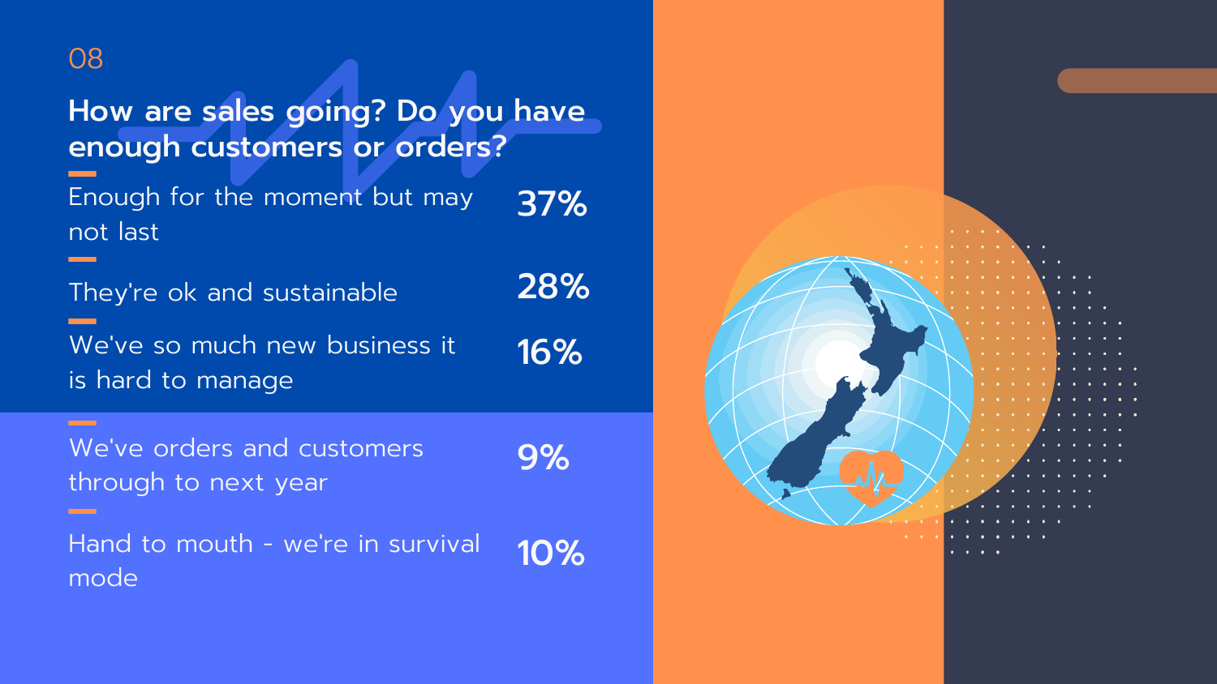08

## How are sales going? Do you have enough customers or orders?

| Response | % |
|---|---|
| Enough for the moment but may not last | 37% |
| They're ok and sustainable | 28% |
| We've so much new business it is hard to manage | 16% |
| We've orders and customers through to next year | 9% |
| Hand to mouth - we're in survival mode | 10% |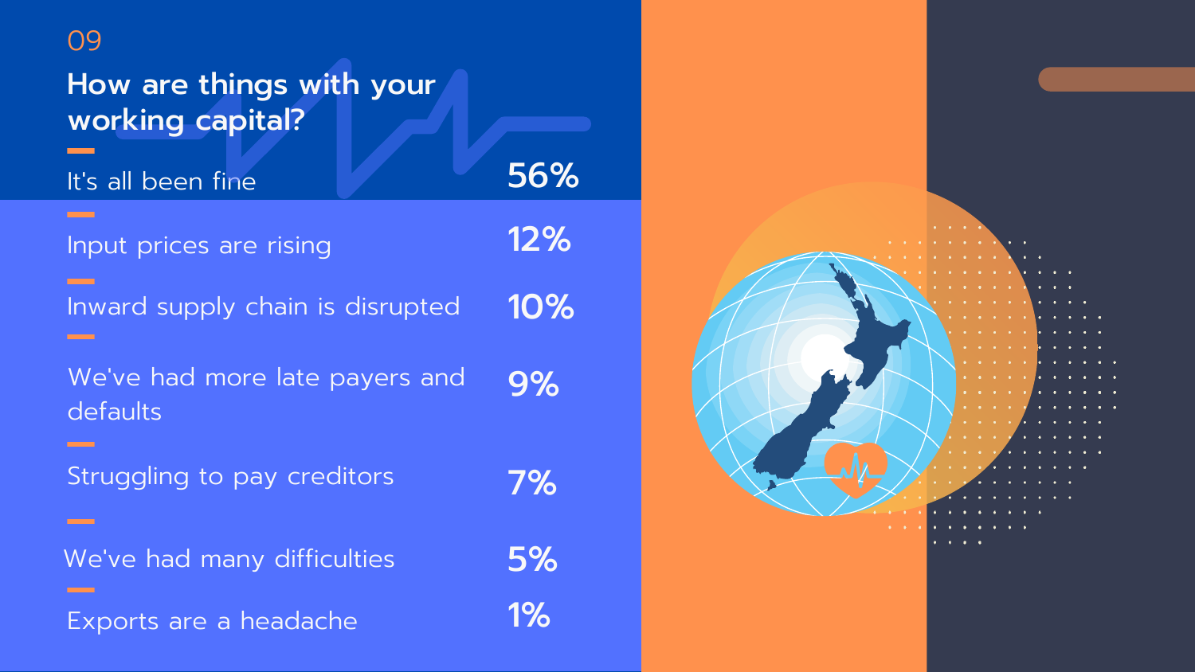09

## How are things with your working capital?

| Response | % |
| --- | --- |
| It's all been fine | 56% |
| Input prices are rising | 12% |
| Inward supply chain is disrupted | 10% |
| We've had more late payers and defaults | 9% |
| Struggling to pay creditors | 7% |
| We've had many difficulties | 5% |
| Exports are a headache | 1% |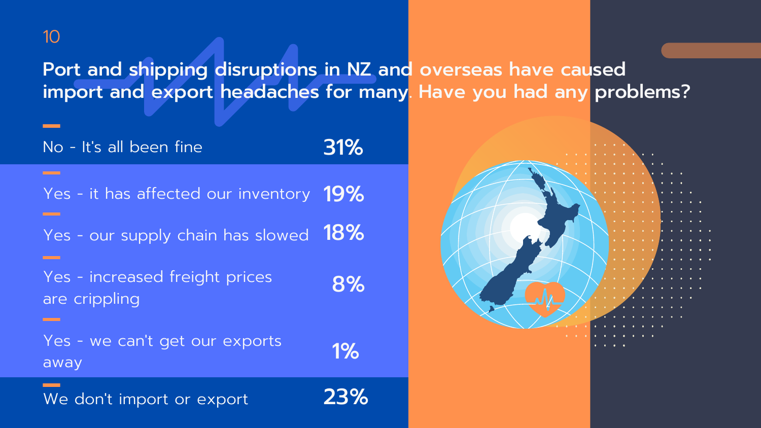## Port and shipping disruptions in NZ and overseas have caused import and export headaches for many. Have you had any problems?

| Response | % |
| --- | --- |
| No - It's all been fine | 31% |
| Yes - it has affected our inventory | 19% |
| Yes - our supply chain has slowed | 18% |
| Yes - increased freight prices are crippling | 8% |
| Yes - we can't get our exports away | 1% |
| We don't import or export | 23% |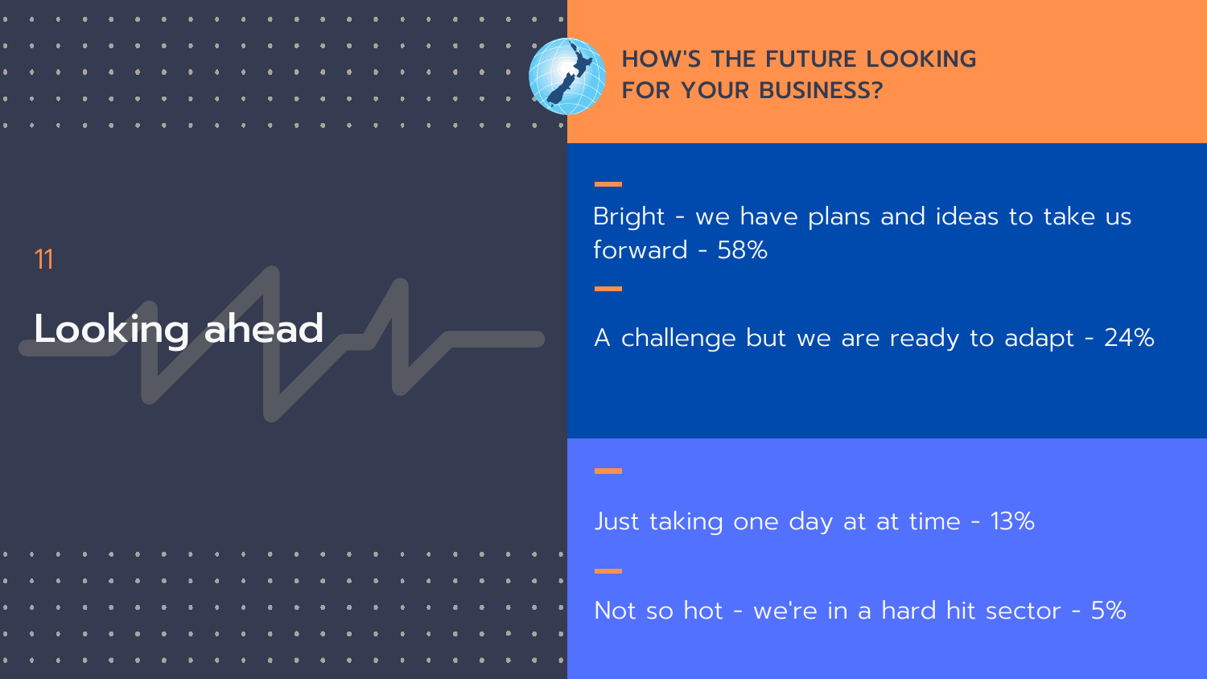## Looking ahead

### HOW'S THE FUTURE LOOKING FOR YOUR BUSINESS?

- Bright - we have plans and ideas to take us forward - 58%
- A challenge but we are ready to adapt - 24%
- Just taking one day at at time - 13%
- Not so hot - we're in a hard hit sector - 5%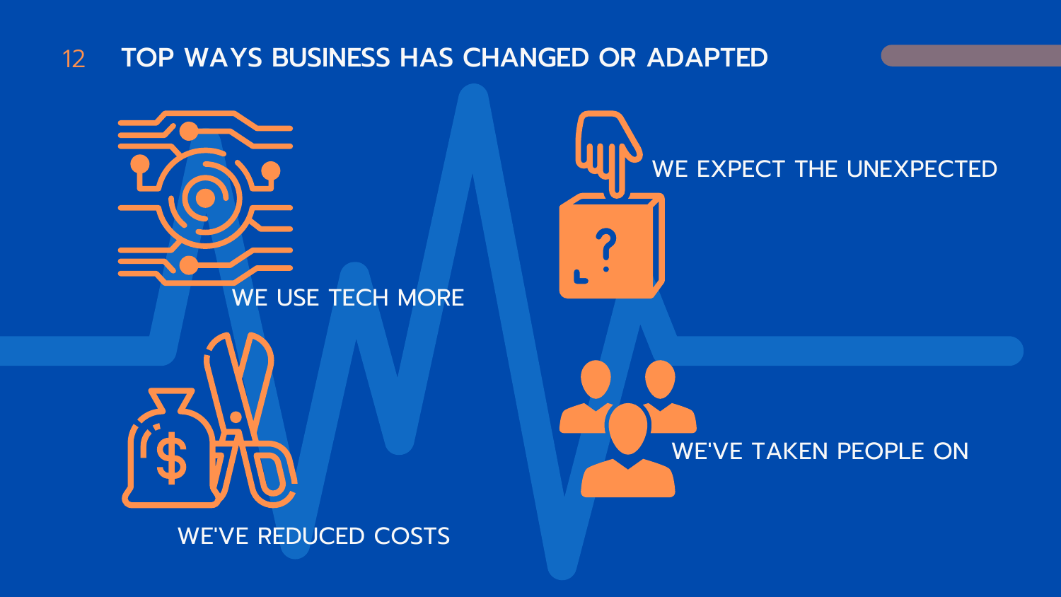# TOP WAYS BUSINESS HAS CHANGED OR ADAPTED

- WE USE TECH MORE
- WE EXPECT THE UNEXPECTED
- WE'VE REDUCED COSTS
- WE'VE TAKEN PEOPLE ON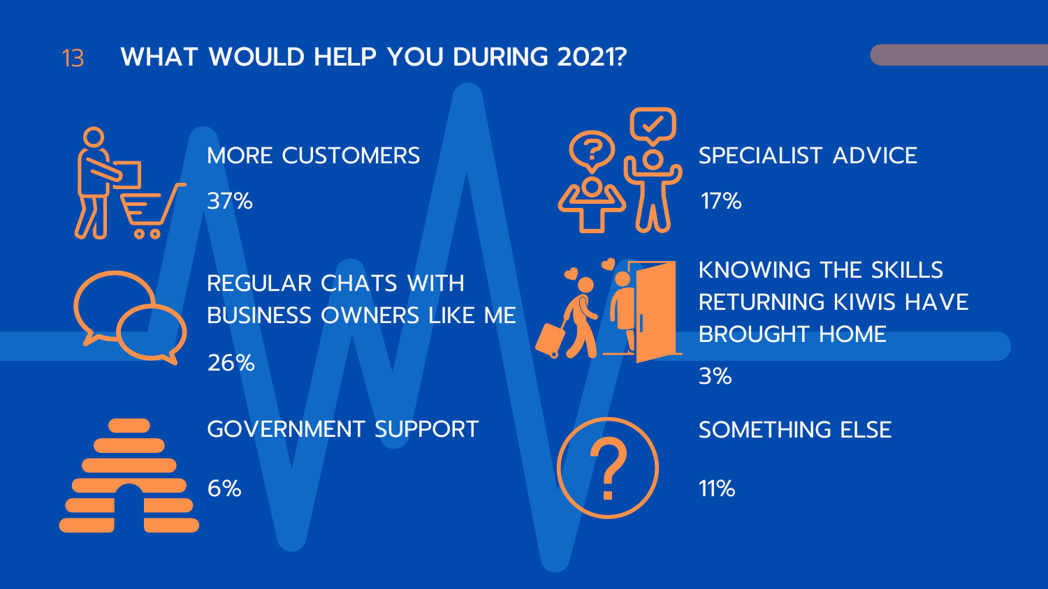# WHAT WOULD HELP YOU DURING 2021?

**MORE CUSTOMERS**

37%

**REGULAR CHATS WITH BUSINESS OWNERS LIKE ME**

26%

**GOVERNMENT SUPPORT**

6%

**SPECIALIST ADVICE**

17%

**KNOWING THE SKILLS RETURNING KIWIS HAVE BROUGHT HOME**

3%

**SOMETHING ELSE**

11%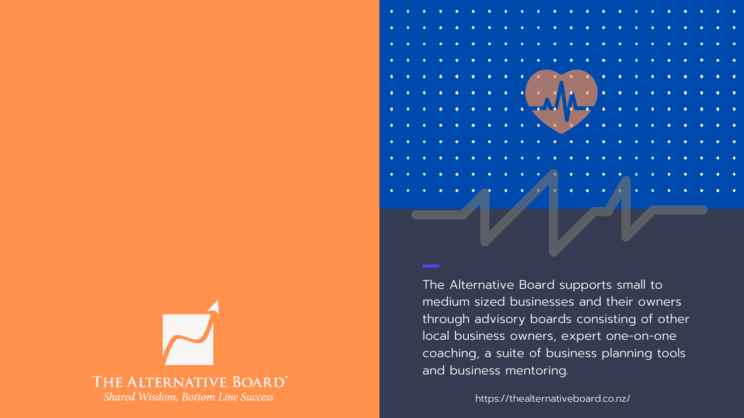THE ALTERNATIVE BOARD®

*Shared Wisdom, Bottom Line Success*

The Alternative Board supports small to medium sized businesses and their owners through advisory boards consisting of other local business owners, expert one-on-one coaching, a suite of business planning tools and business mentoring.

https://thealternativeboard.co.nz/